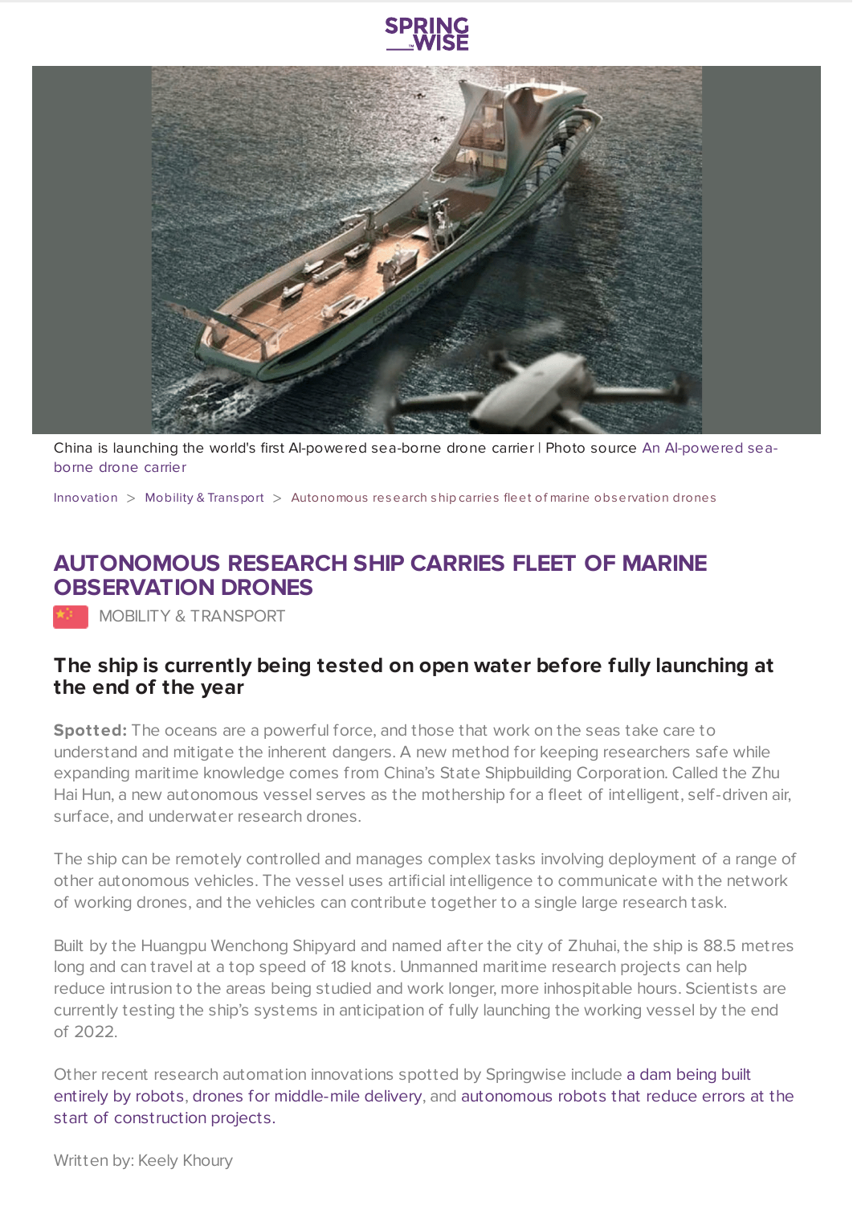China is launching the world's first AI-powered sea-borne drone carrier | Photo source An AI-powered sea-borne drone carrier

Innovation > Mobility & Transport > Autonomous research ship carries fleet of marine observation drones

# AUTONOMOUS RESEARCH SHIP CARRIES FLEET OF MARINE OBSERVATION DRONES

MOBILITY & TRANSPORT

## The ship is currently being tested on open water before fully launching at the end of the year

**Spotted:** The oceans are a powerful force, and those that work on the seas take care to understand and mitigate the inherent dangers. A new method for keeping researchers safe while expanding maritime knowledge comes from China's State Shipbuilding Corporation. Called the Zhu Hai Hun, a new autonomous vessel serves as the mothership for a fleet of intelligent, self-driven air, surface, and underwater research drones.

The ship can be remotely controlled and manages complex tasks involving deployment of a range of other autonomous vehicles. The vessel uses artificial intelligence to communicate with the network of working drones, and the vehicles can contribute together to a single large research task.

Built by the Huangpu Wenchong Shipyard and named after the city of Zhuhai, the ship is 88.5 metres long and can travel at a top speed of 18 knots. Unmanned maritime research projects can help reduce intrusion to the areas being studied and work longer, more inhospitable hours. Scientists are currently testing the ship's systems in anticipation of fully launching the working vessel by the end of 2022.

Other recent research automation innovations spotted by Springwise include a dam being built entirely by robots, drones for middle-mile delivery, and autonomous robots that reduce errors at the start of construction projects.

Written by: Keely Khoury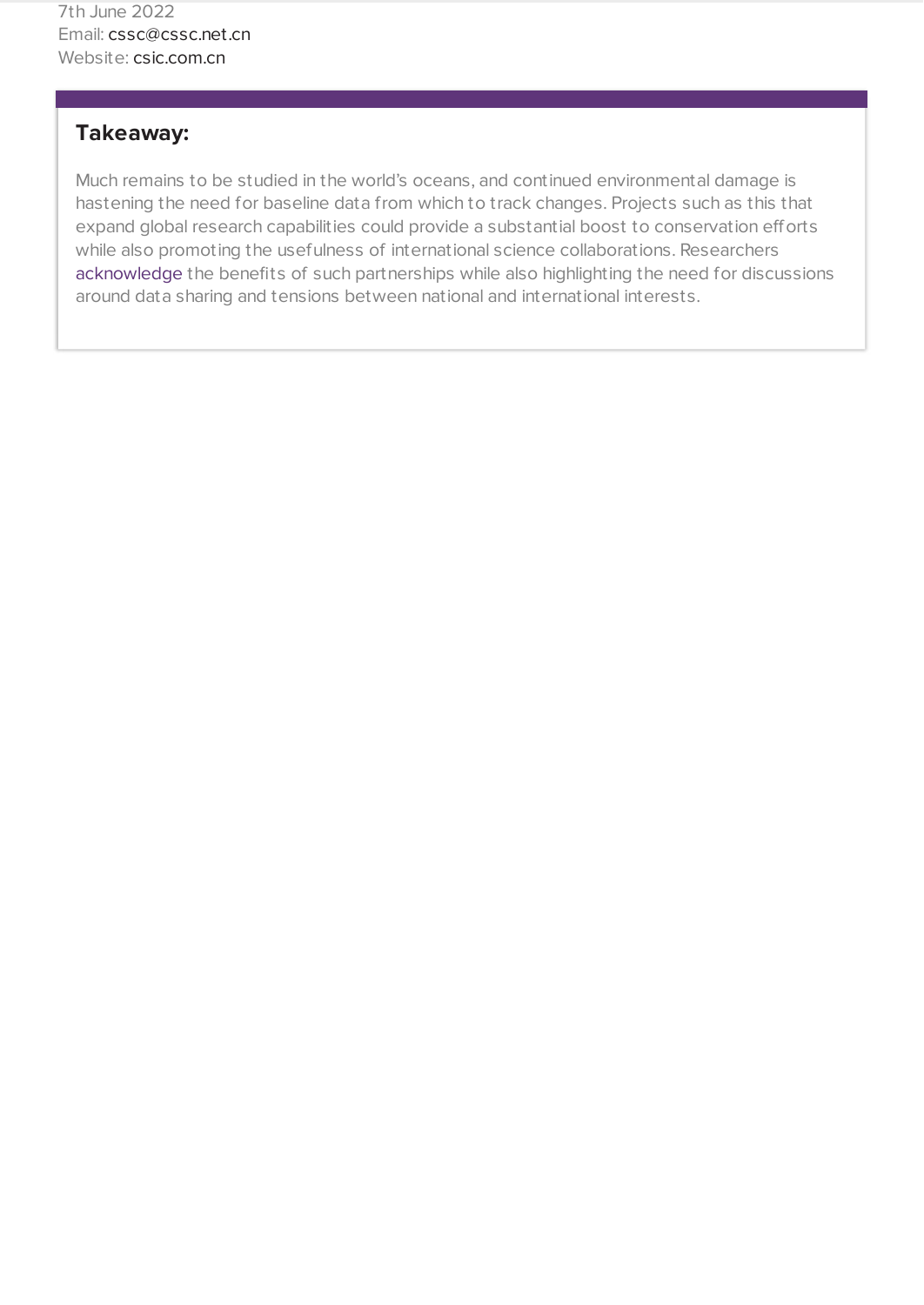7th June 2022
Email: cssc@cssc.net.cn
Website: csic.com.cn

**Takeaway:**

Much remains to be studied in the world's oceans, and continued environmental damage is hastening the need for baseline data from which to track changes. Projects such as this that expand global research capabilities could provide a substantial boost to conservation efforts while also promoting the usefulness of international science collaborations. Researchers acknowledge the benefits of such partnerships while also highlighting the need for discussions around data sharing and tensions between national and international interests.